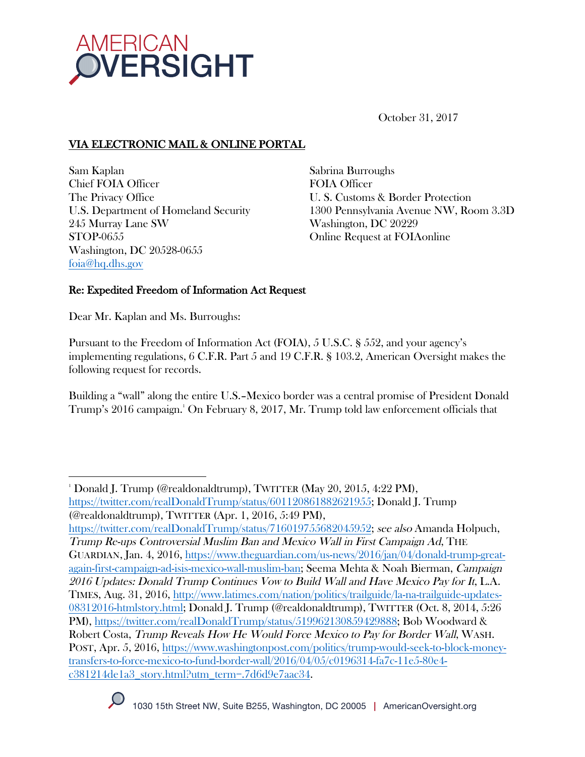AMERICAN OVERSIGHT

October 31, 2017

VIA ELECTRONIC MAIL & ONLINE PORTAL

Sam Kaplan
Chief FOIA Officer
The Privacy Office
U.S. Department of Homeland Security
245 Murray Lane SW
STOP-0655
Washington, DC 20528-0655
foia@hq.dhs.gov

Sabrina Burroughs
FOIA Officer
U. S. Customs & Border Protection
1300 Pennsylvania Avenue NW, Room 3.3D
Washington, DC 20229
Online Request at FOIAonline

Re: Expedited Freedom of Information Act Request

Dear Mr. Kaplan and Ms. Burroughs:

Pursuant to the Freedom of Information Act (FOIA), 5 U.S.C. § 552, and your agency's implementing regulations, 6 C.F.R. Part 5 and 19 C.F.R. § 103.2, American Oversight makes the following request for records.

Building a "wall" along the entire U.S.–Mexico border was a central promise of President Donald Trump's 2016 campaign.[1] On February 8, 2017, Mr. Trump told law enforcement officials that

---

[1] Donald J. Trump (@realdonaldtrump), TWITTER (May 20, 2015, 4:22 PM), https://twitter.com/realDonaldTrump/status/601120861882621955; Donald J. Trump (@realdonaldtrump), TWITTER (Apr. 1, 2016, 5:49 PM), https://twitter.com/realDonaldTrump/status/716019755682045952; *see also* Amanda Holpuch, *Trump Re-ups Controversial Muslim Ban and Mexico Wall in First Campaign Ad*, THE GUARDIAN, Jan. 4, 2016, https://www.theguardian.com/us-news/2016/jan/04/donald-trump-great-again-first-campaign-ad-isis-mexico-wall-muslim-ban; Seema Mehta & Noah Bierman, *Campaign 2016 Updates: Donald Trump Continues Vow to Build Wall and Have Mexico Pay for It*, L.A. TIMES, Aug. 31, 2016, http://www.latimes.com/nation/politics/trailguide/la-na-trailguide-updates-08312016-htmlstory.html; Donald J. Trump (@realdonaldtrump), TWITTER (Oct. 8, 2014, 5:26 PM), https://twitter.com/realDonaldTrump/status/519962130859429888; Bob Woodward & Robert Costa, *Trump Reveals How He Would Force Mexico to Pay for Border Wall*, WASH. POST, Apr. 5, 2016, https://www.washingtonpost.com/politics/trump-would-seek-to-block-money-transfers-to-force-mexico-to-fund-border-wall/2016/04/05/c0196314-fa7c-11e5-80e4-c381214de1a3_story.html?utm_term=.7d6d9e7aac34.

1030 15th Street NW, Suite B255, Washington, DC 20005 | AmericanOversight.org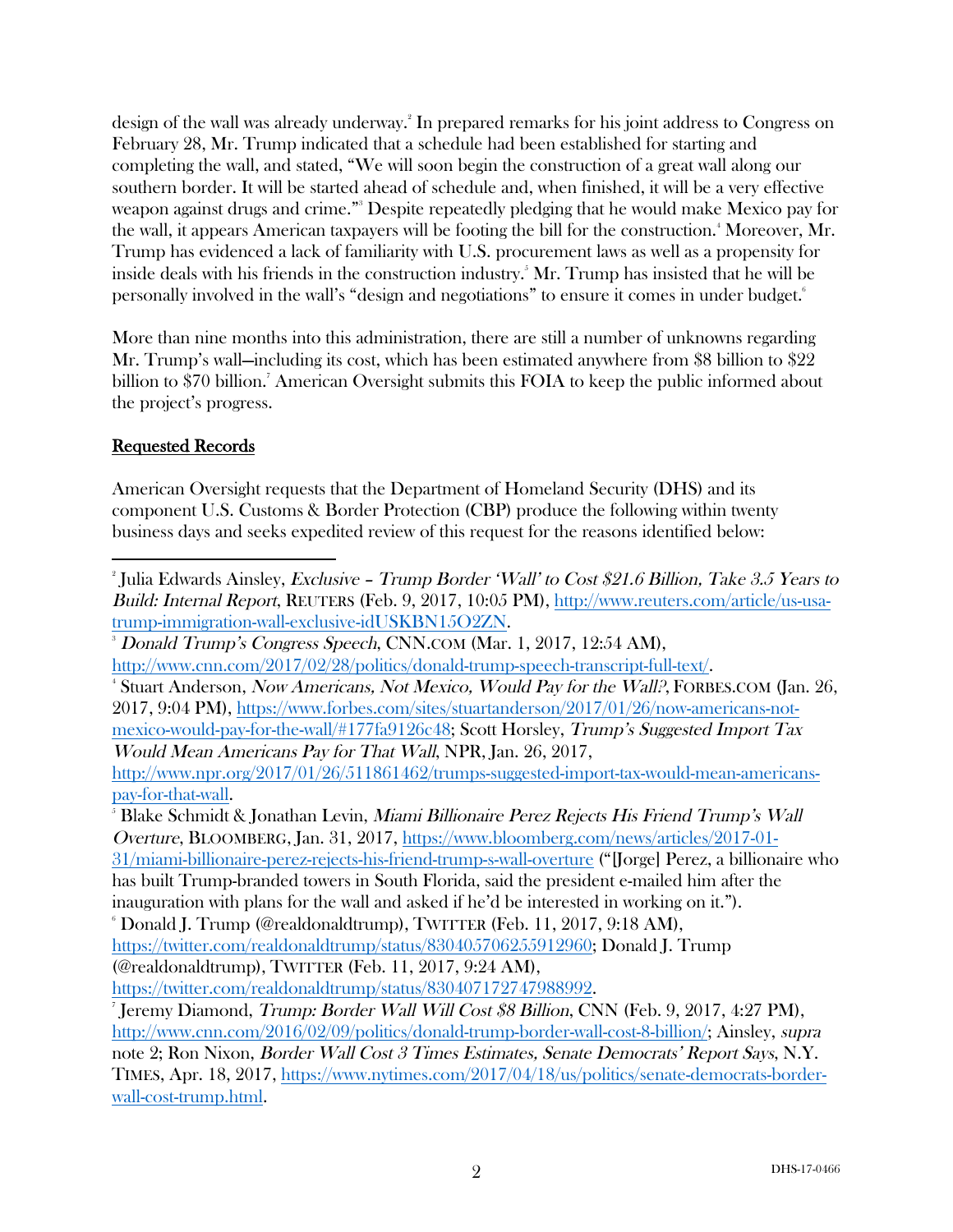design of the wall was already underway.[2] In prepared remarks for his joint address to Congress on February 28, Mr. Trump indicated that a schedule had been established for starting and completing the wall, and stated, "We will soon begin the construction of a great wall along our southern border. It will be started ahead of schedule and, when finished, it will be a very effective weapon against drugs and crime."[3] Despite repeatedly pledging that he would make Mexico pay for the wall, it appears American taxpayers will be footing the bill for the construction.[4] Moreover, Mr. Trump has evidenced a lack of familiarity with U.S. procurement laws as well as a propensity for inside deals with his friends in the construction industry.[5] Mr. Trump has insisted that he will be personally involved in the wall's "design and negotiations" to ensure it comes in under budget.[6]

More than nine months into this administration, there are still a number of unknowns regarding Mr. Trump's wall—including its cost, which has been estimated anywhere from $8 billion to $22 billion to $70 billion.[7] American Oversight submits this FOIA to keep the public informed about the project's progress.

## Requested Records

American Oversight requests that the Department of Homeland Security (DHS) and its component U.S. Customs & Border Protection (CBP) produce the following within twenty business days and seeks expedited review of this request for the reasons identified below:

---

[2] Julia Edwards Ainsley, *Exclusive – Trump Border 'Wall' to Cost $21.6 Billion, Take 3.5 Years to Build: Internal Report*, REUTERS (Feb. 9, 2017, 10:05 PM), http://www.reuters.com/article/us-usa-trump-immigration-wall-exclusive-idUSKBN15O2ZN.

[3] *Donald Trump's Congress Speech*, CNN.COM (Mar. 1, 2017, 12:54 AM), http://www.cnn.com/2017/02/28/politics/donald-trump-speech-transcript-full-text/.

[4] Stuart Anderson, *Now Americans, Not Mexico, Would Pay for the Wall?*, FORBES.COM (Jan. 26, 2017, 9:04 PM), https://www.forbes.com/sites/stuartanderson/2017/01/26/now-americans-not-mexico-would-pay-for-the-wall/#177fa9126c48; Scott Horsley, *Trump's Suggested Import Tax Would Mean Americans Pay for That Wall*, NPR, Jan. 26, 2017, http://www.npr.org/2017/01/26/511861462/trumps-suggested-import-tax-would-mean-americans-pay-for-that-wall.

[5] Blake Schmidt & Jonathan Levin, *Miami Billionaire Perez Rejects His Friend Trump's Wall Overture*, BLOOMBERG, Jan. 31, 2017, https://www.bloomberg.com/news/articles/2017-01-31/miami-billionaire-perez-rejects-his-friend-trump-s-wall-overture ("[Jorge] Perez, a billionaire who has built Trump-branded towers in South Florida, said the president e-mailed him after the inauguration with plans for the wall and asked if he'd be interested in working on it.").

[6] Donald J. Trump (@realdonaldtrump), TWITTER (Feb. 11, 2017, 9:18 AM), https://twitter.com/realdonaldtrump/status/830405706255912960; Donald J. Trump (@realdonaldtrump), TWITTER (Feb. 11, 2017, 9:24 AM), https://twitter.com/realdonaldtrump/status/830407172747988992.

[7] Jeremy Diamond, *Trump: Border Wall Will Cost $8 Billion*, CNN (Feb. 9, 2017, 4:27 PM), http://www.cnn.com/2016/02/09/politics/donald-trump-border-wall-cost-8-billion/; Ainsley, *supra* note 2; Ron Nixon, *Border Wall Cost 3 Times Estimates, Senate Democrats' Report Says*, N.Y. TIMES, Apr. 18, 2017, https://www.nytimes.com/2017/04/18/us/politics/senate-democrats-border-wall-cost-trump.html.

DHS-17-0466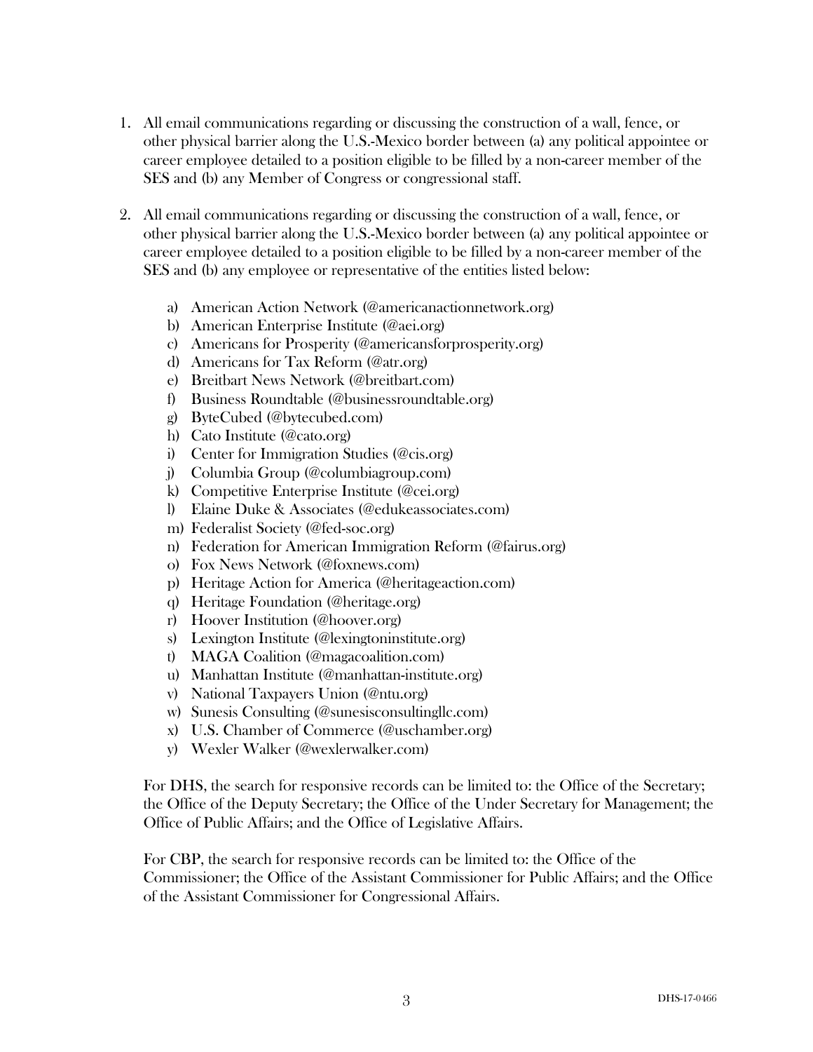1. All email communications regarding or discussing the construction of a wall, fence, or other physical barrier along the U.S.-Mexico border between (a) any political appointee or career employee detailed to a position eligible to be filled by a non-career member of the SES and (b) any Member of Congress or congressional staff.

2. All email communications regarding or discussing the construction of a wall, fence, or other physical barrier along the U.S.-Mexico border between (a) any political appointee or career employee detailed to a position eligible to be filled by a non-career member of the SES and (b) any employee or representative of the entities listed below:

    a) American Action Network (@americanactionnetwork.org)
    b) American Enterprise Institute (@aei.org)
    c) Americans for Prosperity (@americansforprosperity.org)
    d) Americans for Tax Reform (@atr.org)
    e) Breitbart News Network (@breitbart.com)
    f) Business Roundtable (@businessroundtable.org)
    g) ByteCubed (@bytecubed.com)
    h) Cato Institute (@cato.org)
    i) Center for Immigration Studies (@cis.org)
    j) Columbia Group (@columbiagroup.com)
    k) Competitive Enterprise Institute (@cei.org)
    l) Elaine Duke & Associates (@edukeassociates.com)
    m) Federalist Society (@fed-soc.org)
    n) Federation for American Immigration Reform (@fairus.org)
    o) Fox News Network (@foxnews.com)
    p) Heritage Action for America (@heritageaction.com)
    q) Heritage Foundation (@heritage.org)
    r) Hoover Institution (@hoover.org)
    s) Lexington Institute (@lexingtoninstitute.org)
    t) MAGA Coalition (@magacoalition.com)
    u) Manhattan Institute (@manhattan-institute.org)
    v) National Taxpayers Union (@ntu.org)
    w) Sunesis Consulting (@sunesisconsultingllc.com)
    x) U.S. Chamber of Commerce (@uschamber.org)
    y) Wexler Walker (@wexlerwalker.com)

    For DHS, the search for responsive records can be limited to: the Office of the Secretary; the Office of the Deputy Secretary; the Office of the Under Secretary for Management; the Office of Public Affairs; and the Office of Legislative Affairs.

    For CBP, the search for responsive records can be limited to: the Office of the Commissioner; the Office of the Assistant Commissioner for Public Affairs; and the Office of the Assistant Commissioner for Congressional Affairs.

DHS-17-0466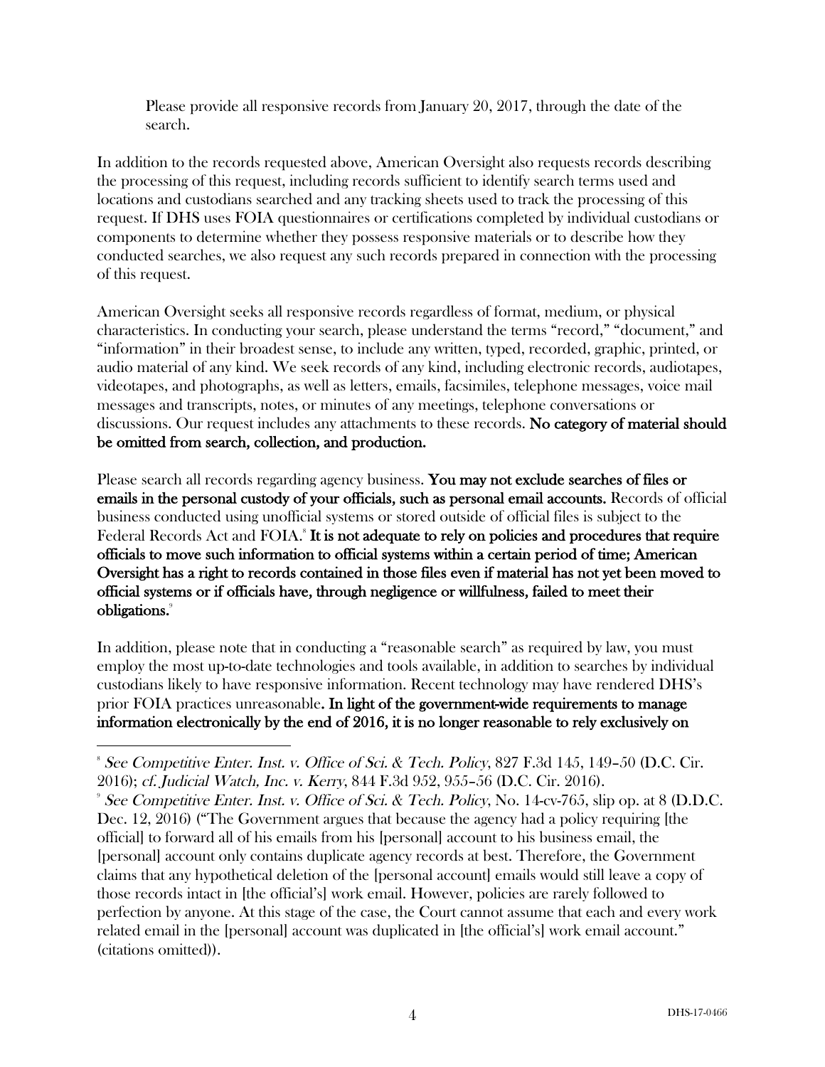Please provide all responsive records from January 20, 2017, through the date of the search.

In addition to the records requested above, American Oversight also requests records describing the processing of this request, including records sufficient to identify search terms used and locations and custodians searched and any tracking sheets used to track the processing of this request. If DHS uses FOIA questionnaires or certifications completed by individual custodians or components to determine whether they possess responsive materials or to describe how they conducted searches, we also request any such records prepared in connection with the processing of this request.

American Oversight seeks all responsive records regardless of format, medium, or physical characteristics. In conducting your search, please understand the terms "record," "document," and "information" in their broadest sense, to include any written, typed, recorded, graphic, printed, or audio material of any kind. We seek records of any kind, including electronic records, audiotapes, videotapes, and photographs, as well as letters, emails, facsimiles, telephone messages, voice mail messages and transcripts, notes, or minutes of any meetings, telephone conversations or discussions. Our request includes any attachments to these records. **No category of material should be omitted from search, collection, and production.**

Please search all records regarding agency business. **You may not exclude searches of files or emails in the personal custody of your officials, such as personal email accounts.** Records of official business conducted using unofficial systems or stored outside of official files is subject to the Federal Records Act and FOIA.[8] **It is not adequate to rely on policies and procedures that require officials to move such information to official systems within a certain period of time; American Oversight has a right to records contained in those files even if material has not yet been moved to official systems or if officials have, through negligence or willfulness, failed to meet their obligations.**[9]

In addition, please note that in conducting a "reasonable search" as required by law, you must employ the most up-to-date technologies and tools available, in addition to searches by individual custodians likely to have responsive information. Recent technology may have rendered DHS's prior FOIA practices unreasonable**. In light of the government-wide requirements to manage information electronically by the end of 2016, it is no longer reasonable to rely exclusively on**

---

[8] *See Competitive Enter. Inst. v. Office of Sci. & Tech. Policy*, 827 F.3d 145, 149–50 (D.C. Cir. 2016); *cf. Judicial Watch, Inc. v. Kerry*, 844 F.3d 952, 955–56 (D.C. Cir. 2016).

[9] *See Competitive Enter. Inst. v. Office of Sci. & Tech. Policy*, No. 14-cv-765, slip op. at 8 (D.D.C. Dec. 12, 2016) ("The Government argues that because the agency had a policy requiring [the official] to forward all of his emails from his [personal] account to his business email, the [personal] account only contains duplicate agency records at best. Therefore, the Government claims that any hypothetical deletion of the [personal account] emails would still leave a copy of those records intact in [the official's] work email. However, policies are rarely followed to perfection by anyone. At this stage of the case, the Court cannot assume that each and every work related email in the [personal] account was duplicated in [the official's] work email account." (citations omitted)).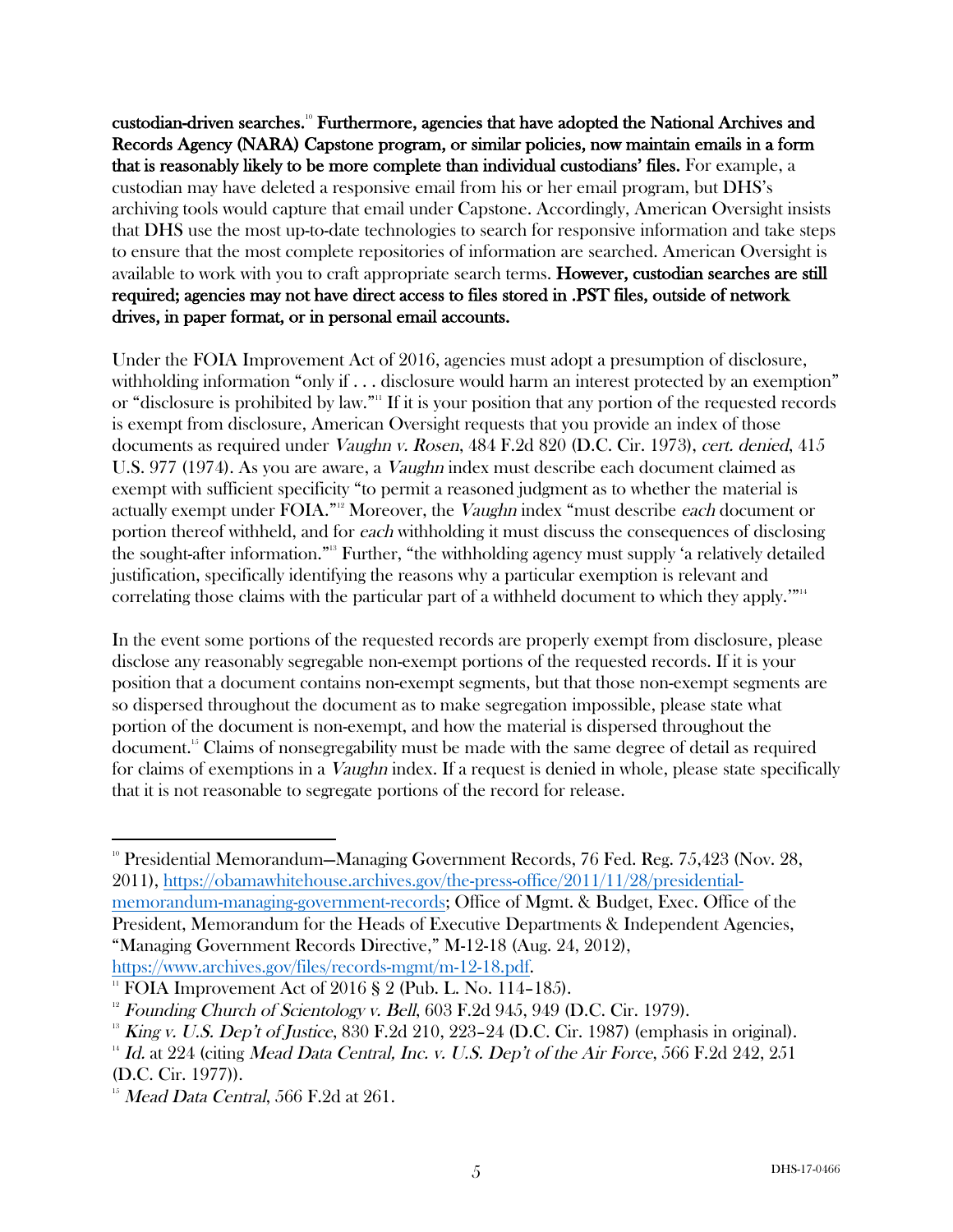**custodian-driven searches.**[10] **Furthermore, agencies that have adopted the National Archives and Records Agency (NARA) Capstone program, or similar policies, now maintain emails in a form that is reasonably likely to be more complete than individual custodians' files.** For example, a custodian may have deleted a responsive email from his or her email program, but DHS's archiving tools would capture that email under Capstone. Accordingly, American Oversight insists that DHS use the most up-to-date technologies to search for responsive information and take steps to ensure that the most complete repositories of information are searched. American Oversight is available to work with you to craft appropriate search terms. **However, custodian searches are still required; agencies may not have direct access to files stored in .PST files, outside of network drives, in paper format, or in personal email accounts.**

Under the FOIA Improvement Act of 2016, agencies must adopt a presumption of disclosure, withholding information "only if . . . disclosure would harm an interest protected by an exemption" or "disclosure is prohibited by law."[11] If it is your position that any portion of the requested records is exempt from disclosure, American Oversight requests that you provide an index of those documents as required under *Vaughn v. Rosen*, 484 F.2d 820 (D.C. Cir. 1973), *cert. denied*, 415 U.S. 977 (1974). As you are aware, a *Vaughn* index must describe each document claimed as exempt with sufficient specificity "to permit a reasoned judgment as to whether the material is actually exempt under FOIA."[12] Moreover, the *Vaughn* index "must describe *each* document or portion thereof withheld, and for *each* withholding it must discuss the consequences of disclosing the sought-after information."[13] Further, "the withholding agency must supply 'a relatively detailed justification, specifically identifying the reasons why a particular exemption is relevant and correlating those claims with the particular part of a withheld document to which they apply.'"[14]

In the event some portions of the requested records are properly exempt from disclosure, please disclose any reasonably segregable non-exempt portions of the requested records. If it is your position that a document contains non-exempt segments, but that those non-exempt segments are so dispersed throughout the document as to make segregation impossible, please state what portion of the document is non-exempt, and how the material is dispersed throughout the document.[15] Claims of nonsegregability must be made with the same degree of detail as required for claims of exemptions in a *Vaughn* index. If a request is denied in whole, please state specifically that it is not reasonable to segregate portions of the record for release.

---

[10] Presidential Memorandum—Managing Government Records, 76 Fed. Reg. 75,423 (Nov. 28, 2011), https://obamawhitehouse.archives.gov/the-press-office/2011/11/28/presidential-memorandum-managing-government-records; Office of Mgmt. & Budget, Exec. Office of the President, Memorandum for the Heads of Executive Departments & Independent Agencies, "Managing Government Records Directive," M-12-18 (Aug. 24, 2012), https://www.archives.gov/files/records-mgmt/m-12-18.pdf.

[11] FOIA Improvement Act of 2016 § 2 (Pub. L. No. 114–185).

[12] *Founding Church of Scientology v. Bell*, 603 F.2d 945, 949 (D.C. Cir. 1979).

[13] *King v. U.S. Dep't of Justice*, 830 F.2d 210, 223–24 (D.C. Cir. 1987) (emphasis in original).

[14] *Id.* at 224 (citing *Mead Data Central, Inc. v. U.S. Dep't of the Air Force*, 566 F.2d 242, 251 (D.C. Cir. 1977)).

[15] *Mead Data Central*, 566 F.2d at 261.

DHS-17-0466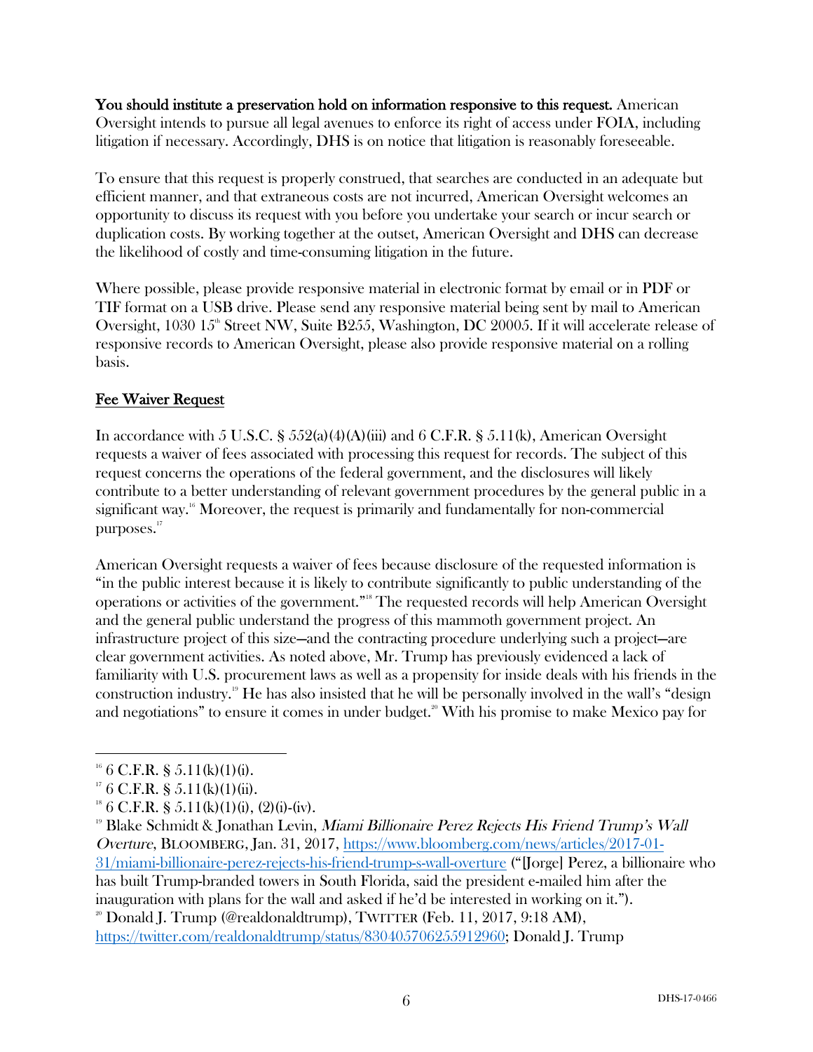**You should institute a preservation hold on information responsive to this request.** American Oversight intends to pursue all legal avenues to enforce its right of access under FOIA, including litigation if necessary. Accordingly, DHS is on notice that litigation is reasonably foreseeable.

To ensure that this request is properly construed, that searches are conducted in an adequate but efficient manner, and that extraneous costs are not incurred, American Oversight welcomes an opportunity to discuss its request with you before you undertake your search or incur search or duplication costs. By working together at the outset, American Oversight and DHS can decrease the likelihood of costly and time-consuming litigation in the future.

Where possible, please provide responsive material in electronic format by email or in PDF or TIF format on a USB drive. Please send any responsive material being sent by mail to American Oversight, 1030 15th Street NW, Suite B255, Washington, DC 20005. If it will accelerate release of responsive records to American Oversight, please also provide responsive material on a rolling basis.

## Fee Waiver Request

In accordance with 5 U.S.C. § 552(a)(4)(A)(iii) and 6 C.F.R. § 5.11(k), American Oversight requests a waiver of fees associated with processing this request for records. The subject of this request concerns the operations of the federal government, and the disclosures will likely contribute to a better understanding of relevant government procedures by the general public in a significant way.[16] Moreover, the request is primarily and fundamentally for non-commercial purposes.[17]

American Oversight requests a waiver of fees because disclosure of the requested information is "in the public interest because it is likely to contribute significantly to public understanding of the operations or activities of the government."[18] The requested records will help American Oversight and the general public understand the progress of this mammoth government project. An infrastructure project of this size—and the contracting procedure underlying such a project—are clear government activities. As noted above, Mr. Trump has previously evidenced a lack of familiarity with U.S. procurement laws as well as a propensity for inside deals with his friends in the construction industry.[19] He has also insisted that he will be personally involved in the wall's "design and negotiations" to ensure it comes in under budget.[20] With his promise to make Mexico pay for

---

[16] 6 C.F.R. § 5.11(k)(1)(i).

[17] 6 C.F.R. § 5.11(k)(1)(ii).

[18] 6 C.F.R. § 5.11(k)(1)(i), (2)(i)-(iv).

[19] Blake Schmidt & Jonathan Levin, *Miami Billionaire Perez Rejects His Friend Trump's Wall Overture*, BLOOMBERG, Jan. 31, 2017, https://www.bloomberg.com/news/articles/2017-01-31/miami-billionaire-perez-rejects-his-friend-trump-s-wall-overture ("[Jorge] Perez, a billionaire who has built Trump-branded towers in South Florida, said the president e-mailed him after the inauguration with plans for the wall and asked if he'd be interested in working on it.").

[20] Donald J. Trump (@realdonaldtrump), TWITTER (Feb. 11, 2017, 9:18 AM), https://twitter.com/realdonaldtrump/status/830405706255912960; Donald J. Trump

DHS-17-0466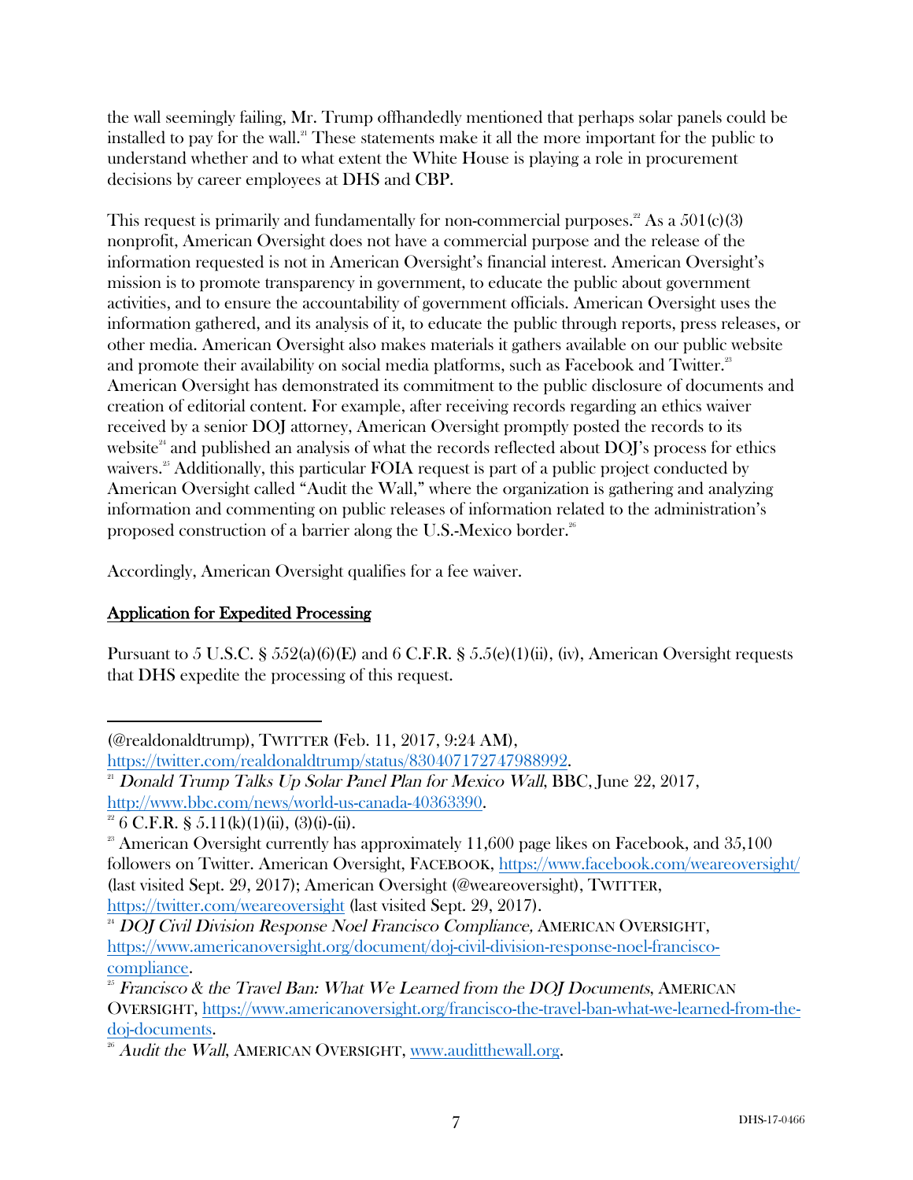the wall seemingly failing, Mr. Trump offhandedly mentioned that perhaps solar panels could be installed to pay for the wall.[21] These statements make it all the more important for the public to understand whether and to what extent the White House is playing a role in procurement decisions by career employees at DHS and CBP.

This request is primarily and fundamentally for non-commercial purposes.[22] As a 501(c)(3) nonprofit, American Oversight does not have a commercial purpose and the release of the information requested is not in American Oversight's financial interest. American Oversight's mission is to promote transparency in government, to educate the public about government activities, and to ensure the accountability of government officials. American Oversight uses the information gathered, and its analysis of it, to educate the public through reports, press releases, or other media. American Oversight also makes materials it gathers available on our public website and promote their availability on social media platforms, such as Facebook and Twitter.[23] American Oversight has demonstrated its commitment to the public disclosure of documents and creation of editorial content. For example, after receiving records regarding an ethics waiver received by a senior DOJ attorney, American Oversight promptly posted the records to its website[24] and published an analysis of what the records reflected about DOJ's process for ethics waivers.[25] Additionally, this particular FOIA request is part of a public project conducted by American Oversight called "Audit the Wall," where the organization is gathering and analyzing information and commenting on public releases of information related to the administration's proposed construction of a barrier along the U.S.-Mexico border.[26]

Accordingly, American Oversight qualifies for a fee waiver.

<u>Application for Expedited Processing</u>

Pursuant to 5 U.S.C. § 552(a)(6)(E) and 6 C.F.R. § 5.5(e)(1)(ii), (iv), American Oversight requests that DHS expedite the processing of this request.

---

(@realdonaldtrump), TWITTER (Feb. 11, 2017, 9:24 AM), https://twitter.com/realdonaldtrump/status/830407172747988992.

[21] *Donald Trump Talks Up Solar Panel Plan for Mexico Wall*, BBC, June 22, 2017, http://www.bbc.com/news/world-us-canada-40363390.

[22] 6 C.F.R. § 5.11(k)(1)(ii), (3)(i)-(ii).

[23] American Oversight currently has approximately 11,600 page likes on Facebook, and 35,100 followers on Twitter. American Oversight, FACEBOOK, https://www.facebook.com/weareoversight/ (last visited Sept. 29, 2017); American Oversight (@weareoversight), TWITTER, https://twitter.com/weareoversight (last visited Sept. 29, 2017).

[24] *DOJ Civil Division Response Noel Francisco Compliance,* AMERICAN OVERSIGHT, https://www.americanoversight.org/document/doj-civil-division-response-noel-francisco-compliance.

[25] *Francisco & the Travel Ban: What We Learned from the DOJ Documents*, AMERICAN OVERSIGHT, https://www.americanoversight.org/francisco-the-travel-ban-what-we-learned-from-the-doj-documents.

[26] *Audit the Wall*, AMERICAN OVERSIGHT, www.auditthewall.org.

DHS-17-0466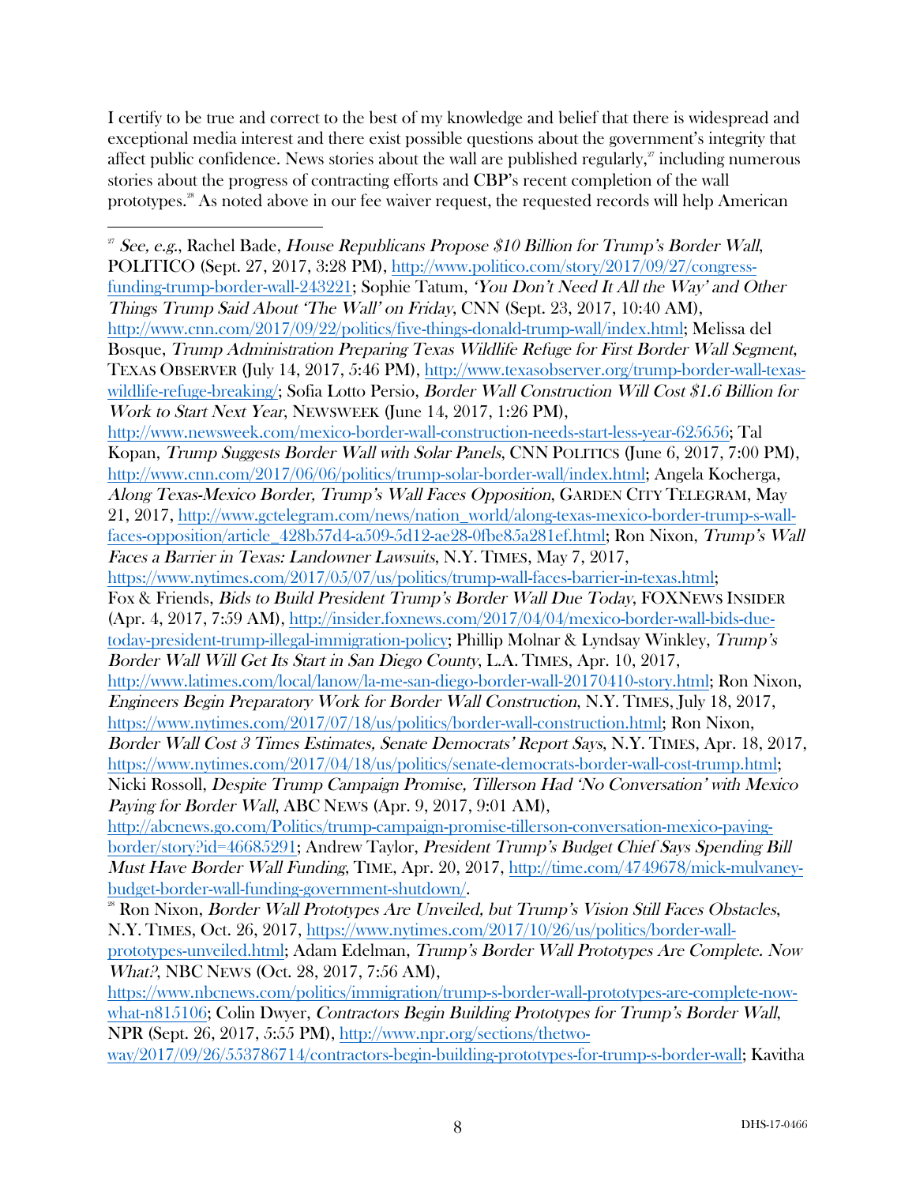I certify to be true and correct to the best of my knowledge and belief that there is widespread and exceptional media interest and there exist possible questions about the government's integrity that affect public confidence. News stories about the wall are published regularly,[27] including numerous stories about the progress of contracting efforts and CBP's recent completion of the wall prototypes.[28] As noted above in our fee waiver request, the requested records will help American

---

[27] *See, e.g.*, Rachel Bade, *House Republicans Propose $10 Billion for Trump's Border Wall*, POLITICO (Sept. 27, 2017, 3:28 PM), http://www.politico.com/story/2017/09/27/congress-funding-trump-border-wall-243221; Sophie Tatum, *'You Don't Need It All the Way' and Other Things Trump Said About 'The Wall' on Friday*, CNN (Sept. 23, 2017, 10:40 AM), http://www.cnn.com/2017/09/22/politics/five-things-donald-trump-wall/index.html; Melissa del Bosque, *Trump Administration Preparing Texas Wildlife Refuge for First Border Wall Segment*, TEXAS OBSERVER (July 14, 2017, 5:46 PM), http://www.texasobserver.org/trump-border-wall-texas-wildlife-refuge-breaking/; Sofia Lotto Persio, *Border Wall Construction Will Cost $1.6 Billion for Work to Start Next Year*, NEWSWEEK (June 14, 2017, 1:26 PM), http://www.newsweek.com/mexico-border-wall-construction-needs-start-less-year-625656; Tal Kopan, *Trump Suggests Border Wall with Solar Panels*, CNN POLITICS (June 6, 2017, 7:00 PM), http://www.cnn.com/2017/06/06/politics/trump-solar-border-wall/index.html; Angela Kocherga, *Along Texas-Mexico Border, Trump's Wall Faces Opposition*, GARDEN CITY TELEGRAM, May 21, 2017, http://www.gctelegram.com/news/nation_world/along-texas-mexico-border-trump-s-wall-faces-opposition/article_428b57d4-a509-5d12-ae28-0fbe85a281ef.html; Ron Nixon, *Trump's Wall Faces a Barrier in Texas: Landowner Lawsuits*, N.Y. TIMES, May 7, 2017, https://www.nytimes.com/2017/05/07/us/politics/trump-wall-faces-barrier-in-texas.html; Fox & Friends, *Bids to Build President Trump's Border Wall Due Today*, FOXNEWS INSIDER (Apr. 4, 2017, 7:59 AM), http://insider.foxnews.com/2017/04/04/mexico-border-wall-bids-due-today-president-trump-illegal-immigration-policy; Phillip Molnar & Lyndsay Winkley, *Trump's Border Wall Will Get Its Start in San Diego County*, L.A. TIMES, Apr. 10, 2017, http://www.latimes.com/local/lanow/la-me-san-diego-border-wall-20170410-story.html; Ron Nixon, *Engineers Begin Preparatory Work for Border Wall Construction*, N.Y. TIMES, July 18, 2017, https://www.nytimes.com/2017/07/18/us/politics/border-wall-construction.html; Ron Nixon, *Border Wall Cost 3 Times Estimates, Senate Democrats' Report Says*, N.Y. TIMES, Apr. 18, 2017, https://www.nytimes.com/2017/04/18/us/politics/senate-democrats-border-wall-cost-trump.html; Nicki Rossoll, *Despite Trump Campaign Promise, Tillerson Had 'No Conversation' with Mexico Paying for Border Wall*, ABC NEWS (Apr. 9, 2017, 9:01 AM), http://abcnews.go.com/Politics/trump-campaign-promise-tillerson-conversation-mexico-paying-border/story?id=46685291; Andrew Taylor, *President Trump's Budget Chief Says Spending Bill Must Have Border Wall Funding*, TIME, Apr. 20, 2017, http://time.com/4749678/mick-mulvaney-budget-border-wall-funding-government-shutdown/.

[28] Ron Nixon, *Border Wall Prototypes Are Unveiled, but Trump's Vision Still Faces Obstacles*, N.Y. TIMES, Oct. 26, 2017, https://www.nytimes.com/2017/10/26/us/politics/border-wall-prototypes-unveiled.html; Adam Edelman, *Trump's Border Wall Prototypes Are Complete. Now What?*, NBC NEWS (Oct. 28, 2017, 7:56 AM), https://www.nbcnews.com/politics/immigration/trump-s-border-wall-prototypes-are-complete-now-what-n815106; Colin Dwyer, *Contractors Begin Building Prototypes for Trump's Border Wall*, NPR (Sept. 26, 2017, 5:55 PM), http://www.npr.org/sections/thetwo-way/2017/09/26/553786714/contractors-begin-building-prototypes-for-trump-s-border-wall; Kavitha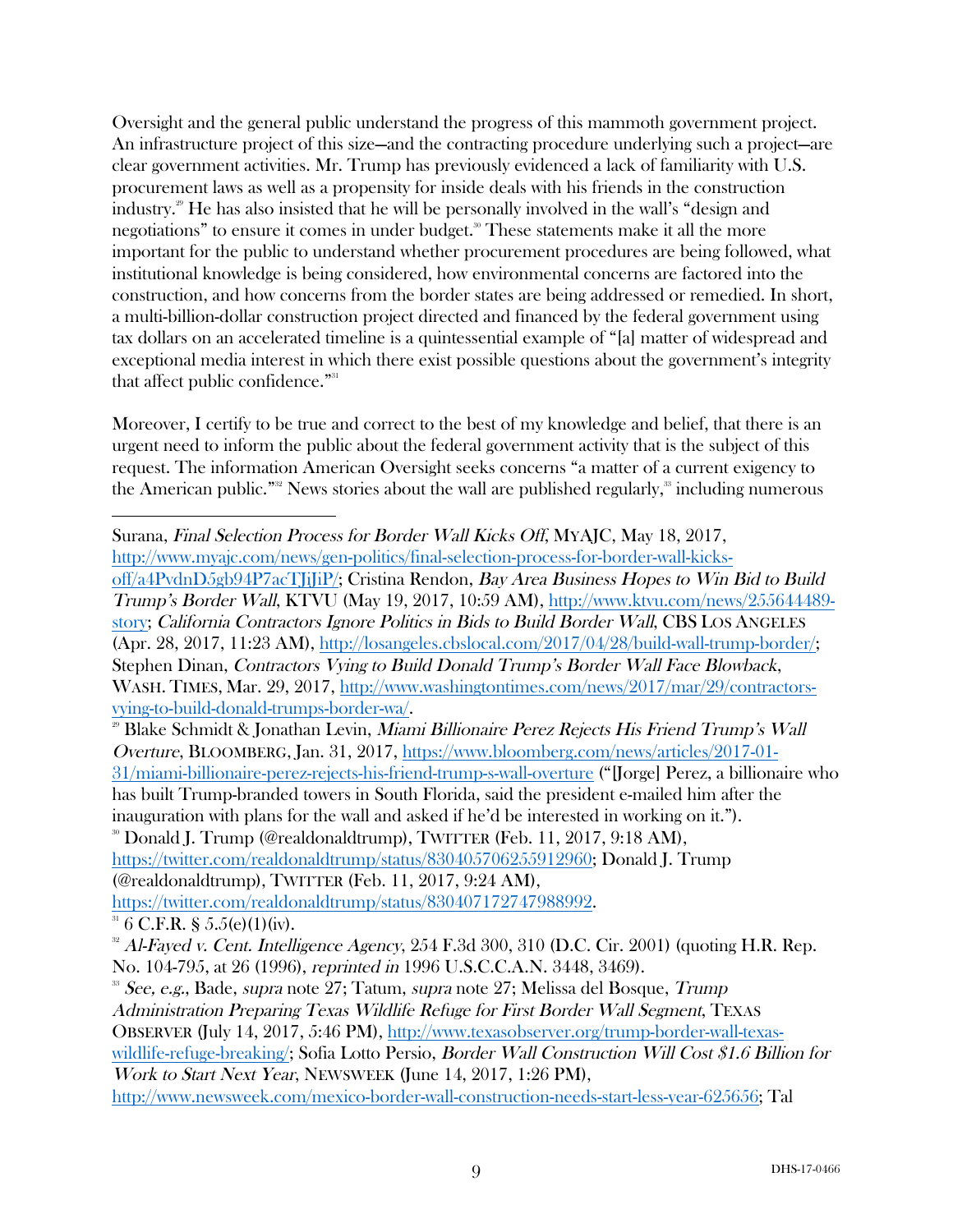Oversight and the general public understand the progress of this mammoth government project. An infrastructure project of this size—and the contracting procedure underlying such a project—are clear government activities. Mr. Trump has previously evidenced a lack of familiarity with U.S. procurement laws as well as a propensity for inside deals with his friends in the construction industry.[29] He has also insisted that he will be personally involved in the wall's "design and negotiations" to ensure it comes in under budget.[30] These statements make it all the more important for the public to understand whether procurement procedures are being followed, what institutional knowledge is being considered, how environmental concerns are factored into the construction, and how concerns from the border states are being addressed or remedied. In short, a multi-billion-dollar construction project directed and financed by the federal government using tax dollars on an accelerated timeline is a quintessential example of "[a] matter of widespread and exceptional media interest in which there exist possible questions about the government's integrity that affect public confidence."[31]

Moreover, I certify to be true and correct to the best of my knowledge and belief, that there is an urgent need to inform the public about the federal government activity that is the subject of this request. The information American Oversight seeks concerns "a matter of a current exigency to the American public."[32] News stories about the wall are published regularly,[33] including numerous

---

Surana, *Final Selection Process for Border Wall Kicks Off*, MYAJC, May 18, 2017, http://www.myajc.com/news/gen-politics/final-selection-process-for-border-wall-kicks-off/a4PvdnD5gb94P7acTJiJiP/; Cristina Rendon, *Bay Area Business Hopes to Win Bid to Build Trump's Border Wall*, KTVU (May 19, 2017, 10:59 AM), http://www.ktvu.com/news/255644489-story; *California Contractors Ignore Politics in Bids to Build Border Wall*, CBS LOS ANGELES (Apr. 28, 2017, 11:23 AM), http://losangeles.cbslocal.com/2017/04/28/build-wall-trump-border/; Stephen Dinan, *Contractors Vying to Build Donald Trump's Border Wall Face Blowback*, WASH. TIMES, Mar. 29, 2017, http://www.washingtontimes.com/news/2017/mar/29/contractors-vying-to-build-donald-trumps-border-wa/.

[29] Blake Schmidt & Jonathan Levin, *Miami Billionaire Perez Rejects His Friend Trump's Wall Overture*, BLOOMBERG, Jan. 31, 2017, https://www.bloomberg.com/news/articles/2017-01-31/miami-billionaire-perez-rejects-his-friend-trump-s-wall-overture ("[Jorge] Perez, a billionaire who has built Trump-branded towers in South Florida, said the president e-mailed him after the inauguration with plans for the wall and asked if he'd be interested in working on it.").

[30] Donald J. Trump (@realdonaldtrump), TWITTER (Feb. 11, 2017, 9:18 AM), https://twitter.com/realdonaldtrump/status/830405706255912960; Donald J. Trump (@realdonaldtrump), TWITTER (Feb. 11, 2017, 9:24 AM), https://twitter.com/realdonaldtrump/status/830407172747988992.

[31] 6 C.F.R. § 5.5(e)(1)(iv).

[32] *Al-Fayed v. Cent. Intelligence Agency*, 254 F.3d 300, 310 (D.C. Cir. 2001) (quoting H.R. Rep. No. 104-795, at 26 (1996), *reprinted in* 1996 U.S.C.C.A.N. 3448, 3469).

[33] *See, e.g.*, Bade, *supra* note 27; Tatum, *supra* note 27; Melissa del Bosque, *Trump Administration Preparing Texas Wildlife Refuge for First Border Wall Segment*, TEXAS OBSERVER (July 14, 2017, 5:46 PM), http://www.texasobserver.org/trump-border-wall-texas-wildlife-refuge-breaking/; Sofia Lotto Persio, *Border Wall Construction Will Cost $1.6 Billion for Work to Start Next Year*, NEWSWEEK (June 14, 2017, 1:26 PM), http://www.newsweek.com/mexico-border-wall-construction-needs-start-less-year-625656; Tal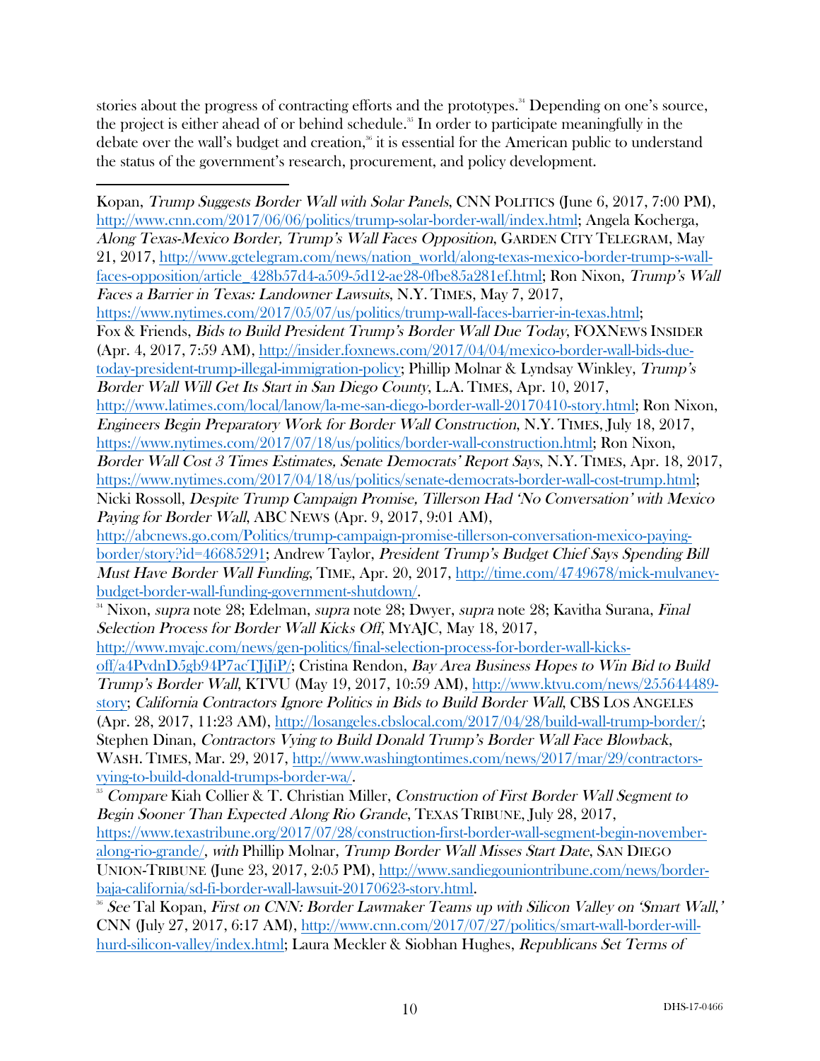stories about the progress of contracting efforts and the prototypes.[34] Depending on one's source, the project is either ahead of or behind schedule.[35] In order to participate meaningfully in the debate over the wall's budget and creation,[36] it is essential for the American public to understand the status of the government's research, procurement, and policy development.

---

Kopan, *Trump Suggests Border Wall with Solar Panels*, CNN POLITICS (June 6, 2017, 7:00 PM), http://www.cnn.com/2017/06/06/politics/trump-solar-border-wall/index.html; Angela Kocherga, *Along Texas-Mexico Border, Trump's Wall Faces Opposition*, GARDEN CITY TELEGRAM, May 21, 2017, http://www.gctelegram.com/news/nation_world/along-texas-mexico-border-trump-s-wall-faces-opposition/article_428b57d4-a509-5d12-ae28-0fbe85a281ef.html; Ron Nixon, *Trump's Wall Faces a Barrier in Texas: Landowner Lawsuits*, N.Y. TIMES, May 7, 2017, https://www.nytimes.com/2017/05/07/us/politics/trump-wall-faces-barrier-in-texas.html; Fox & Friends, *Bids to Build President Trump's Border Wall Due Today*, FOXNEWS INSIDER (Apr. 4, 2017, 7:59 AM), http://insider.foxnews.com/2017/04/04/mexico-border-wall-bids-due-today-president-trump-illegal-immigration-policy; Phillip Molnar & Lyndsay Winkley, *Trump's Border Wall Will Get Its Start in San Diego County*, L.A. TIMES, Apr. 10, 2017, http://www.latimes.com/local/lanow/la-me-san-diego-border-wall-20170410-story.html; Ron Nixon, *Engineers Begin Preparatory Work for Border Wall Construction*, N.Y. TIMES, July 18, 2017, https://www.nytimes.com/2017/07/18/us/politics/border-wall-construction.html; Ron Nixon, *Border Wall Cost 3 Times Estimates, Senate Democrats' Report Says*, N.Y. TIMES, Apr. 18, 2017, https://www.nytimes.com/2017/04/18/us/politics/senate-democrats-border-wall-cost-trump.html; Nicki Rossoll, *Despite Trump Campaign Promise, Tillerson Had 'No Conversation' with Mexico Paying for Border Wall*, ABC NEWS (Apr. 9, 2017, 9:01 AM), http://abcnews.go.com/Politics/trump-campaign-promise-tillerson-conversation-mexico-paying-border/story?id=46685291; Andrew Taylor, *President Trump's Budget Chief Says Spending Bill Must Have Border Wall Funding*, TIME, Apr. 20, 2017, http://time.com/4749678/mick-mulvaney-budget-border-wall-funding-government-shutdown/.

[34] Nixon, *supra* note 28; Edelman, *supra* note 28; Dwyer, *supra* note 28; Kavitha Surana, *Final Selection Process for Border Wall Kicks Off*, MYAJC, May 18, 2017, http://www.myajc.com/news/gen-politics/final-selection-process-for-border-wall-kicks-off/a4PvdnD5gb94P7acTJjJiP/; Cristina Rendon, *Bay Area Business Hopes to Win Bid to Build Trump's Border Wall*, KTVU (May 19, 2017, 10:59 AM), http://www.ktvu.com/news/255644489-story; *California Contractors Ignore Politics in Bids to Build Border Wall*, CBS LOS ANGELES (Apr. 28, 2017, 11:23 AM), http://losangeles.cbslocal.com/2017/04/28/build-wall-trump-border/; Stephen Dinan, *Contractors Vying to Build Donald Trump's Border Wall Face Blowback*, WASH. TIMES, Mar. 29, 2017, http://www.washingtontimes.com/news/2017/mar/29/contractors-vying-to-build-donald-trumps-border-wa/.

[35] *Compare* Kiah Collier & T. Christian Miller, *Construction of First Border Wall Segment to Begin Sooner Than Expected Along Rio Grande*, TEXAS TRIBUNE, July 28, 2017, https://www.texastribune.org/2017/07/28/construction-first-border-wall-segment-begin-november-along-rio-grande/, *with* Phillip Molnar, *Trump Border Wall Misses Start Date*, SAN DIEGO UNION-TRIBUNE (June 23, 2017, 2:05 PM), http://www.sandiegouniontribune.com/news/border-baja-california/sd-fi-border-wall-lawsuit-20170623-story.html.

[36] *See* Tal Kopan, *First on CNN: Border Lawmaker Teams up with Silicon Valley on 'Smart Wall,'* CNN (July 27, 2017, 6:17 AM), http://www.cnn.com/2017/07/27/politics/smart-wall-border-will-hurd-silicon-valley/index.html; Laura Meckler & Siobhan Hughes, *Republicans Set Terms of*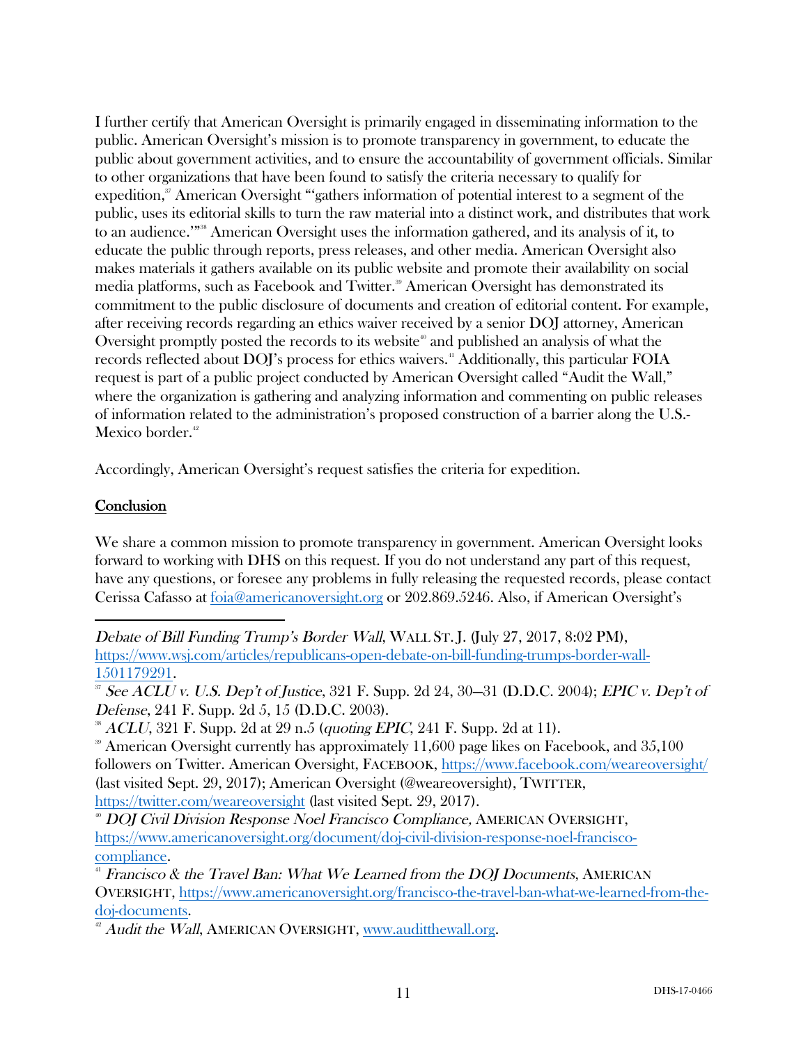I further certify that American Oversight is primarily engaged in disseminating information to the public. American Oversight's mission is to promote transparency in government, to educate the public about government activities, and to ensure the accountability of government officials. Similar to other organizations that have been found to satisfy the criteria necessary to qualify for expedition,[37] American Oversight "'gathers information of potential interest to a segment of the public, uses its editorial skills to turn the raw material into a distinct work, and distributes that work to an audience.'"[38] American Oversight uses the information gathered, and its analysis of it, to educate the public through reports, press releases, and other media. American Oversight also makes materials it gathers available on its public website and promote their availability on social media platforms, such as Facebook and Twitter.[39] American Oversight has demonstrated its commitment to the public disclosure of documents and creation of editorial content. For example, after receiving records regarding an ethics waiver received by a senior DOJ attorney, American Oversight promptly posted the records to its website[40] and published an analysis of what the records reflected about DOJ's process for ethics waivers.[41] Additionally, this particular FOIA request is part of a public project conducted by American Oversight called "Audit the Wall," where the organization is gathering and analyzing information and commenting on public releases of information related to the administration's proposed construction of a barrier along the U.S.-Mexico border.[42]

Accordingly, American Oversight's request satisfies the criteria for expedition.

## Conclusion

We share a common mission to promote transparency in government. American Oversight looks forward to working with DHS on this request. If you do not understand any part of this request, have any questions, or foresee any problems in fully releasing the requested records, please contact Cerissa Cafasso at foia@americanoversight.org or 202.869.5246. Also, if American Oversight's

---

*Debate of Bill Funding Trump's Border Wall*, WALL ST. J. (July 27, 2017, 8:02 PM), https://www.wsj.com/articles/republicans-open-debate-on-bill-funding-trumps-border-wall-1501179291.

[37] *See ACLU v. U.S. Dep't of Justice*, 321 F. Supp. 2d 24, 30–31 (D.D.C. 2004); *EPIC v. Dep't of Defense*, 241 F. Supp. 2d 5, 15 (D.D.C. 2003).

[38] *ACLU*, 321 F. Supp. 2d at 29 n.5 (*quoting EPIC*, 241 F. Supp. 2d at 11).

[39] American Oversight currently has approximately 11,600 page likes on Facebook, and 35,100 followers on Twitter. American Oversight, FACEBOOK, https://www.facebook.com/weareoversight/ (last visited Sept. 29, 2017); American Oversight (@weareoversight), TWITTER, https://twitter.com/weareoversight (last visited Sept. 29, 2017).

[40] *DOJ Civil Division Response Noel Francisco Compliance*, AMERICAN OVERSIGHT, https://www.americanoversight.org/document/doj-civil-division-response-noel-francisco-compliance.

[41] *Francisco & the Travel Ban: What We Learned from the DOJ Documents*, AMERICAN OVERSIGHT, https://www.americanoversight.org/francisco-the-travel-ban-what-we-learned-from-the-doj-documents.

[42] *Audit the Wall*, AMERICAN OVERSIGHT, www.auditthewall.org.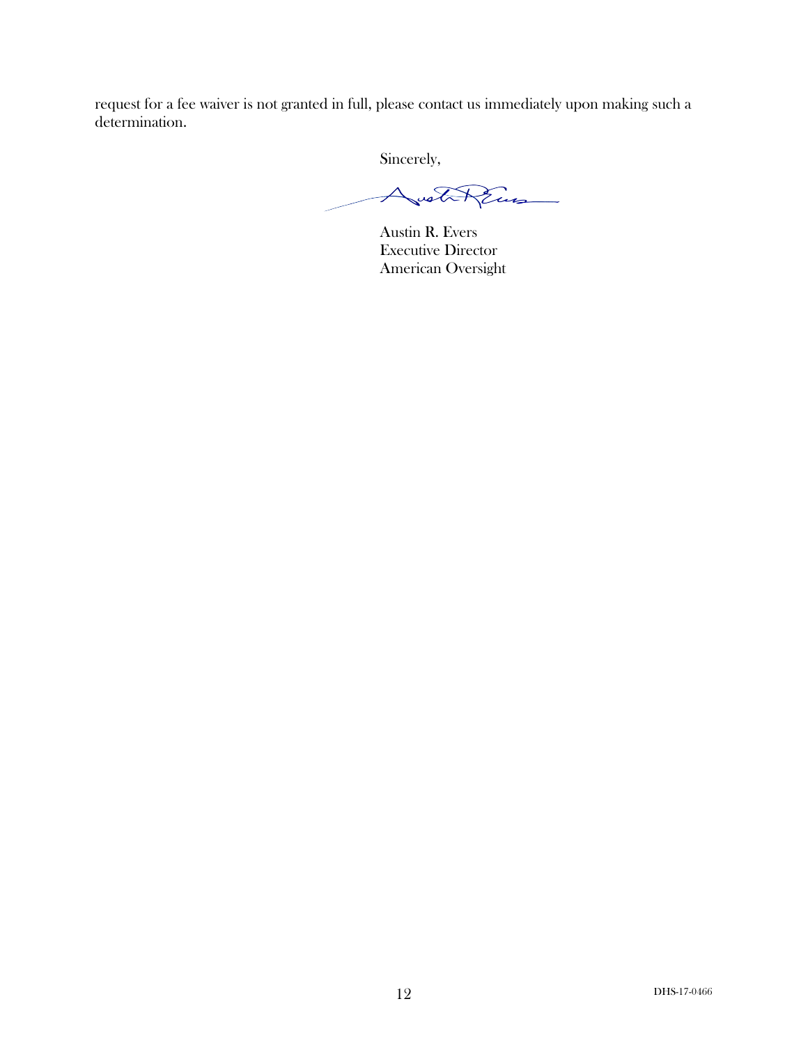request for a fee waiver is not granted in full, please contact us immediately upon making such a determination.

Sincerely,

Austin R. Evers
Executive Director
American Oversight

DHS-17-0466